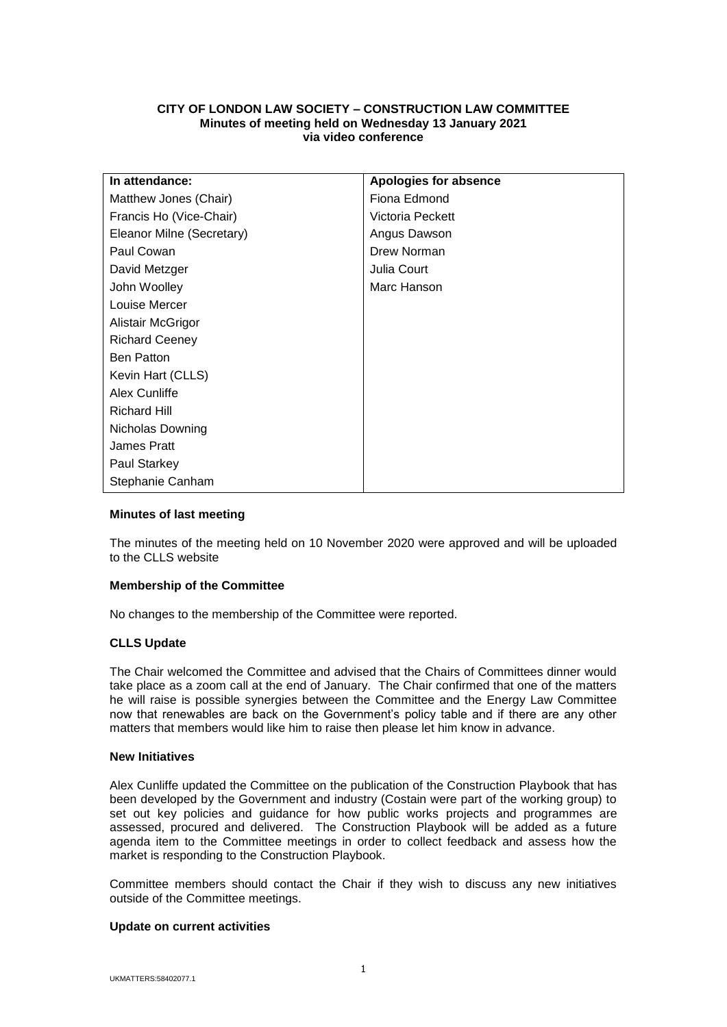**CITY OF LONDON LAW SOCIETY – CONSTRUCTION LAW COMMITTEE**
**Minutes of meeting held on Wednesday 13 January 2021**
**via video conference**

| In attendance: | Apologies for absence |
|---|---|
| Matthew Jones (Chair) | Fiona Edmond |
| Francis Ho (Vice-Chair) | Victoria Peckett |
| Eleanor Milne (Secretary) | Angus Dawson |
| Paul Cowan | Drew Norman |
| David Metzger | Julia Court |
| John Woolley | Marc Hanson |
| Louise Mercer | |
| Alistair McGrigor | |
| Richard Ceeney | |
| Ben Patton | |
| Kevin Hart (CLLS) | |
| Alex Cunliffe | |
| Richard Hill | |
| Nicholas Downing | |
| James Pratt | |
| Paul Starkey | |
| Stephanie Canham | |

**Minutes of last meeting**

The minutes of the meeting held on 10 November 2020 were approved and will be uploaded to the CLLS website

**Membership of the Committee**

No changes to the membership of the Committee were reported.

**CLLS Update**

The Chair welcomed the Committee and advised that the Chairs of Committees dinner would take place as a zoom call at the end of January. The Chair confirmed that one of the matters he will raise is possible synergies between the Committee and the Energy Law Committee now that renewables are back on the Government's policy table and if there are any other matters that members would like him to raise then please let him know in advance.

**New Initiatives**

Alex Cunliffe updated the Committee on the publication of the Construction Playbook that has been developed by the Government and industry (Costain were part of the working group) to set out key policies and guidance for how public works projects and programmes are assessed, procured and delivered. The Construction Playbook will be added as a future agenda item to the Committee meetings in order to collect feedback and assess how the market is responding to the Construction Playbook.

Committee members should contact the Chair if they wish to discuss any new initiatives outside of the Committee meetings.

**Update on current activities**

UKMATTERS:58402077.1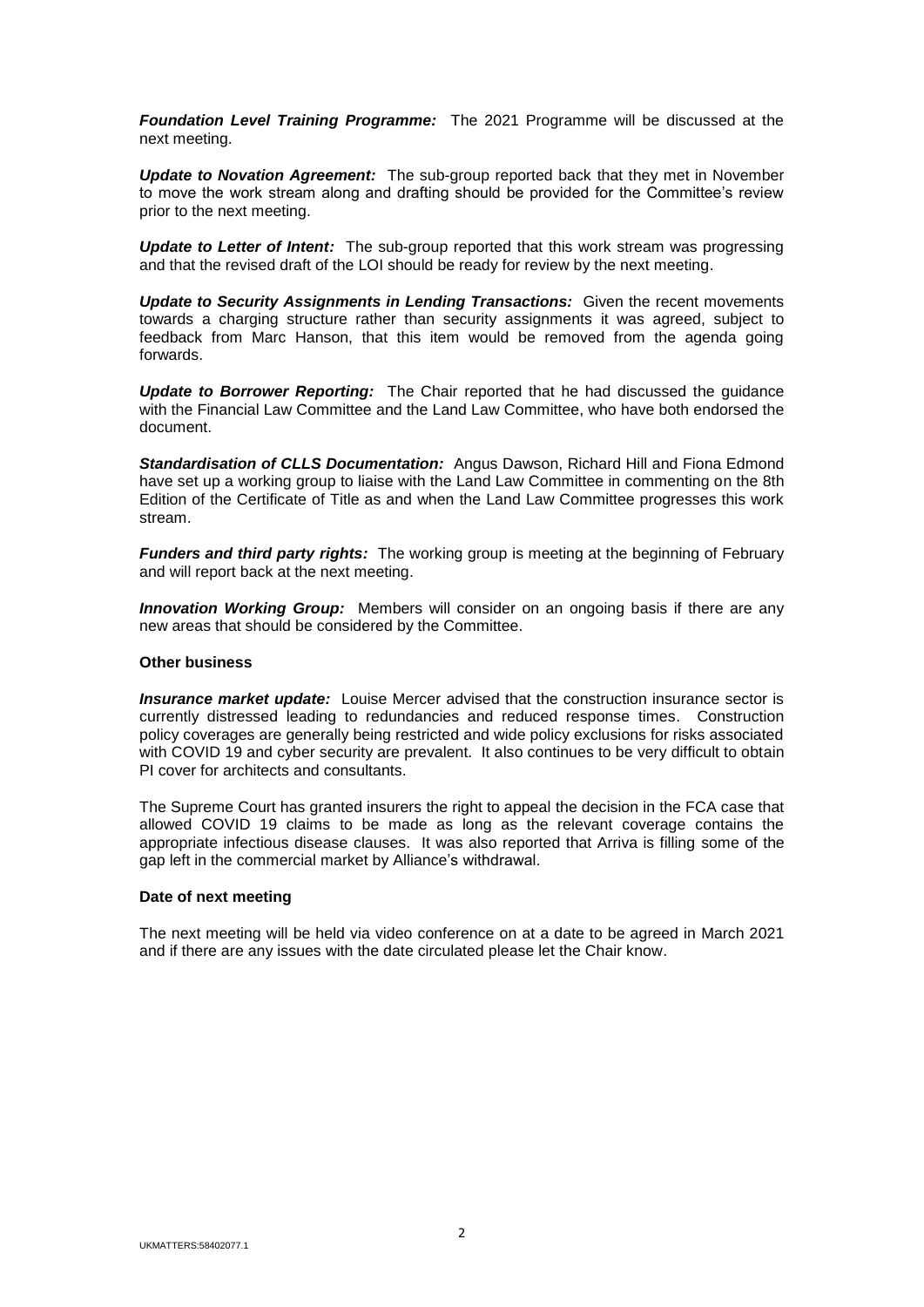***Foundation Level Training Programme:*** The 2021 Programme will be discussed at the next meeting.

***Update to Novation Agreement:*** The sub-group reported back that they met in November to move the work stream along and drafting should be provided for the Committee's review prior to the next meeting.

***Update to Letter of Intent:*** The sub-group reported that this work stream was progressing and that the revised draft of the LOI should be ready for review by the next meeting.

***Update to Security Assignments in Lending Transactions:*** Given the recent movements towards a charging structure rather than security assignments it was agreed, subject to feedback from Marc Hanson, that this item would be removed from the agenda going forwards.

***Update to Borrower Reporting:*** The Chair reported that he had discussed the guidance with the Financial Law Committee and the Land Law Committee, who have both endorsed the document.

***Standardisation of CLLS Documentation:*** Angus Dawson, Richard Hill and Fiona Edmond have set up a working group to liaise with the Land Law Committee in commenting on the 8th Edition of the Certificate of Title as and when the Land Law Committee progresses this work stream.

***Funders and third party rights:*** The working group is meeting at the beginning of February and will report back at the next meeting.

***Innovation Working Group:*** Members will consider on an ongoing basis if there are any new areas that should be considered by the Committee.

**Other business**

***Insurance market update:*** Louise Mercer advised that the construction insurance sector is currently distressed leading to redundancies and reduced response times. Construction policy coverages are generally being restricted and wide policy exclusions for risks associated with COVID 19 and cyber security are prevalent. It also continues to be very difficult to obtain PI cover for architects and consultants.

The Supreme Court has granted insurers the right to appeal the decision in the FCA case that allowed COVID 19 claims to be made as long as the relevant coverage contains the appropriate infectious disease clauses. It was also reported that Arriva is filling some of the gap left in the commercial market by Alliance's withdrawal.

**Date of next meeting**

The next meeting will be held via video conference on at a date to be agreed in March 2021 and if there are any issues with the date circulated please let the Chair know.